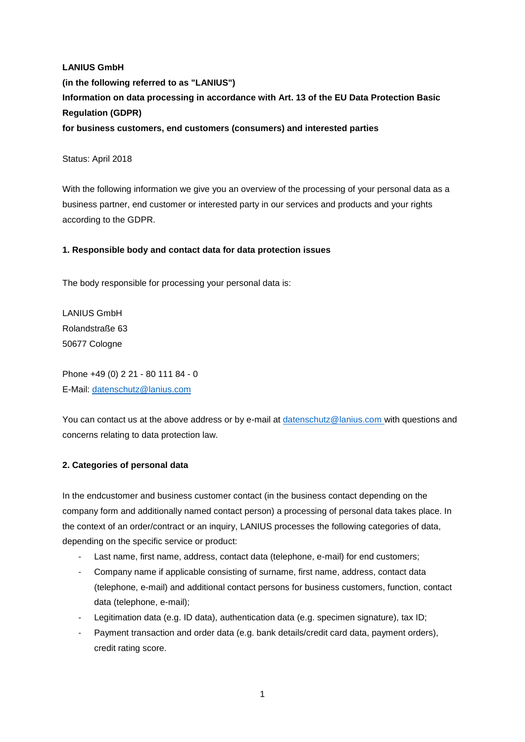**LANIUS GmbH**

**(in the following referred to as "LANIUS")**

**Information on data processing in accordance with Art. 13 of the EU Data Protection Basic Regulation (GDPR)**

**for business customers, end customers (consumers) and interested parties**

Status: April 2018

With the following information we give you an overview of the processing of your personal data as a business partner, end customer or interested party in our services and products and your rights according to the GDPR.

## 1. Responsible body and contact data for data protection issues

The body responsible for processing your personal data is:

LANIUS GmbH
Rolandstraße 63
50677 Cologne

Phone +49 (0) 2 21 - 80 111 84 - 0
E-Mail: datenschutz@lanius.com

You can contact us at the above address or by e-mail at datenschutz@lanius.com with questions and concerns relating to data protection law.

## 2. Categories of personal data

In the endcustomer and business customer contact (in the business contact depending on the company form and additionally named contact person) a processing of personal data takes place. In the context of an order/contract or an inquiry, LANIUS processes the following categories of data, depending on the specific service or product:

- Last name, first name, address, contact data (telephone, e-mail) for end customers;
- Company name if applicable consisting of surname, first name, address, contact data (telephone, e-mail) and additional contact persons for business customers, function, contact data (telephone, e-mail);
- Legitimation data (e.g. ID data), authentication data (e.g. specimen signature), tax ID;
- Payment transaction and order data (e.g. bank details/credit card data, payment orders), credit rating score.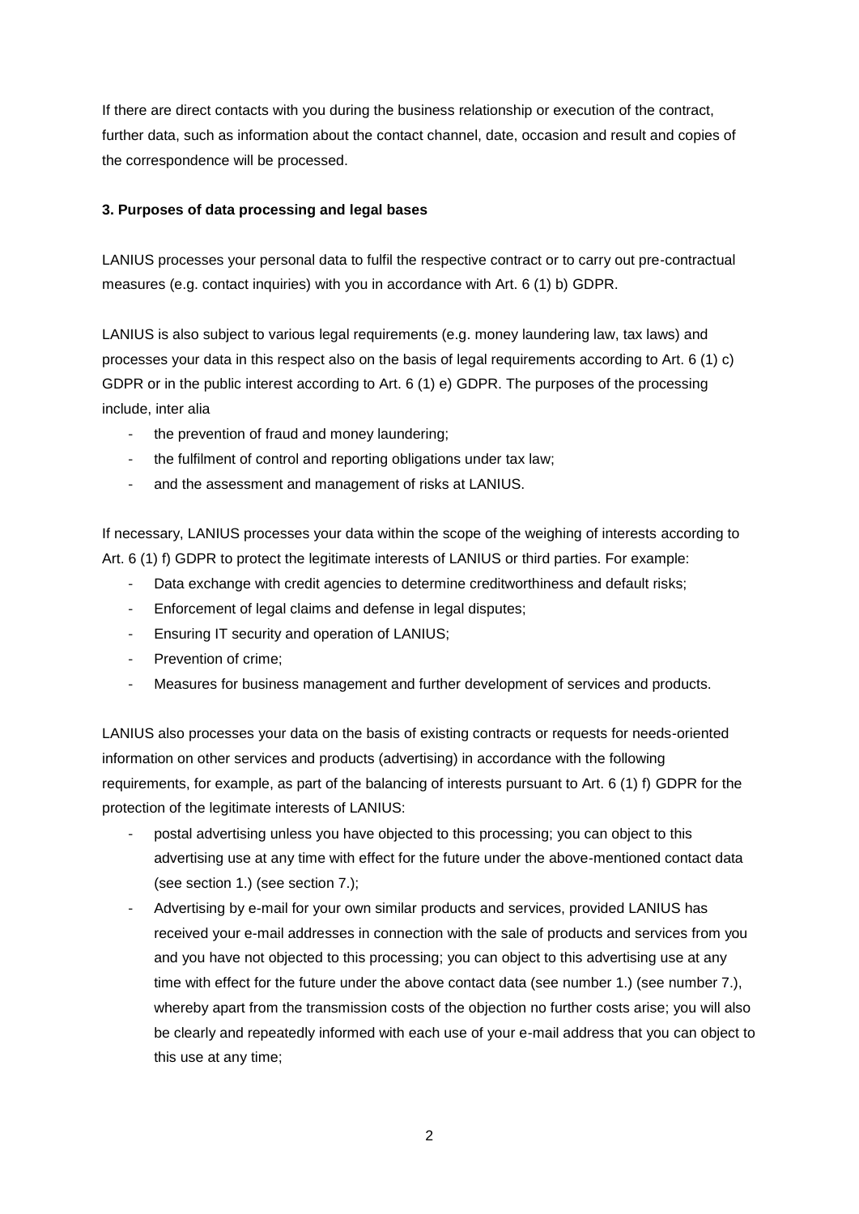If there are direct contacts with you during the business relationship or execution of the contract, further data, such as information about the contact channel, date, occasion and result and copies of the correspondence will be processed.

**3. Purposes of data processing and legal bases**

LANIUS processes your personal data to fulfil the respective contract or to carry out pre-contractual measures (e.g. contact inquiries) with you in accordance with Art. 6 (1) b) GDPR.

LANIUS is also subject to various legal requirements (e.g. money laundering law, tax laws) and processes your data in this respect also on the basis of legal requirements according to Art. 6 (1) c) GDPR or in the public interest according to Art. 6 (1) e) GDPR. The purposes of the processing include, inter alia

- the prevention of fraud and money laundering;
- the fulfilment of control and reporting obligations under tax law;
- and the assessment and management of risks at LANIUS.

If necessary, LANIUS processes your data within the scope of the weighing of interests according to Art. 6 (1) f) GDPR to protect the legitimate interests of LANIUS or third parties. For example:

- Data exchange with credit agencies to determine creditworthiness and default risks;
- Enforcement of legal claims and defense in legal disputes;
- Ensuring IT security and operation of LANIUS;
- Prevention of crime;
- Measures for business management and further development of services and products.

LANIUS also processes your data on the basis of existing contracts or requests for needs-oriented information on other services and products (advertising) in accordance with the following requirements, for example, as part of the balancing of interests pursuant to Art. 6 (1) f) GDPR for the protection of the legitimate interests of LANIUS:

- postal advertising unless you have objected to this processing; you can object to this advertising use at any time with effect for the future under the above-mentioned contact data (see section 1.) (see section 7.);
- Advertising by e-mail for your own similar products and services, provided LANIUS has received your e-mail addresses in connection with the sale of products and services from you and you have not objected to this processing; you can object to this advertising use at any time with effect for the future under the above contact data (see number 1.) (see number 7.), whereby apart from the transmission costs of the objection no further costs arise; you will also be clearly and repeatedly informed with each use of your e-mail address that you can object to this use at any time;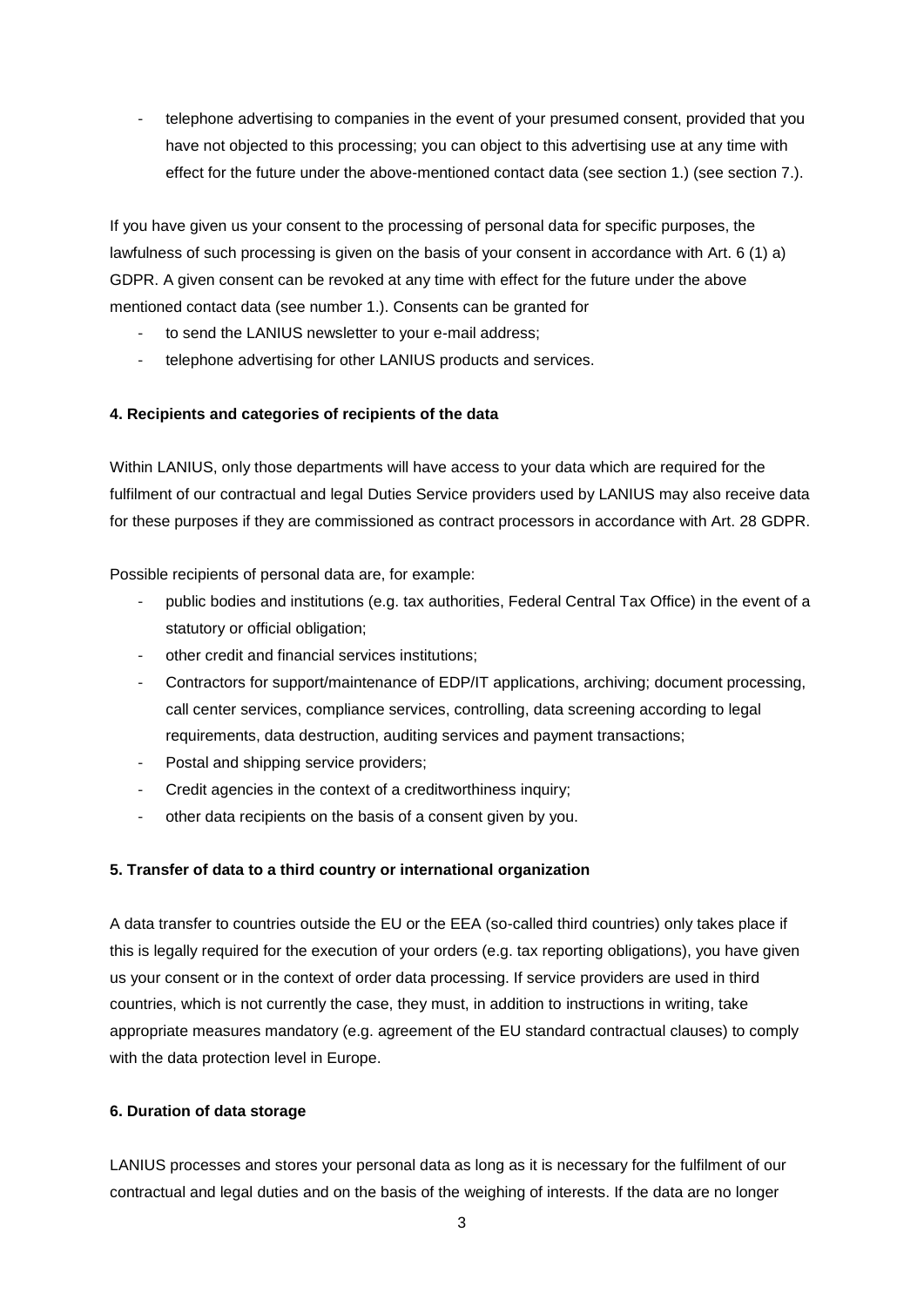- telephone advertising to companies in the event of your presumed consent, provided that you have not objected to this processing; you can object to this advertising use at any time with effect for the future under the above-mentioned contact data (see section 1.) (see section 7.).

If you have given us your consent to the processing of personal data for specific purposes, the lawfulness of such processing is given on the basis of your consent in accordance with Art. 6 (1) a) GDPR. A given consent can be revoked at any time with effect for the future under the above mentioned contact data (see number 1.). Consents can be granted for

- to send the LANIUS newsletter to your e-mail address;
- telephone advertising for other LANIUS products and services.

**4. Recipients and categories of recipients of the data**

Within LANIUS, only those departments will have access to your data which are required for the fulfilment of our contractual and legal Duties Service providers used by LANIUS may also receive data for these purposes if they are commissioned as contract processors in accordance with Art. 28 GDPR.

Possible recipients of personal data are, for example:

- public bodies and institutions (e.g. tax authorities, Federal Central Tax Office) in the event of a statutory or official obligation;
- other credit and financial services institutions;
- Contractors for support/maintenance of EDP/IT applications, archiving; document processing, call center services, compliance services, controlling, data screening according to legal requirements, data destruction, auditing services and payment transactions;
- Postal and shipping service providers;
- Credit agencies in the context of a creditworthiness inquiry;
- other data recipients on the basis of a consent given by you.

**5. Transfer of data to a third country or international organization**

A data transfer to countries outside the EU or the EEA (so-called third countries) only takes place if this is legally required for the execution of your orders (e.g. tax reporting obligations), you have given us your consent or in the context of order data processing. If service providers are used in third countries, which is not currently the case, they must, in addition to instructions in writing, take appropriate measures mandatory (e.g. agreement of the EU standard contractual clauses) to comply with the data protection level in Europe.

**6. Duration of data storage**

LANIUS processes and stores your personal data as long as it is necessary for the fulfilment of our contractual and legal duties and on the basis of the weighing of interests. If the data are no longer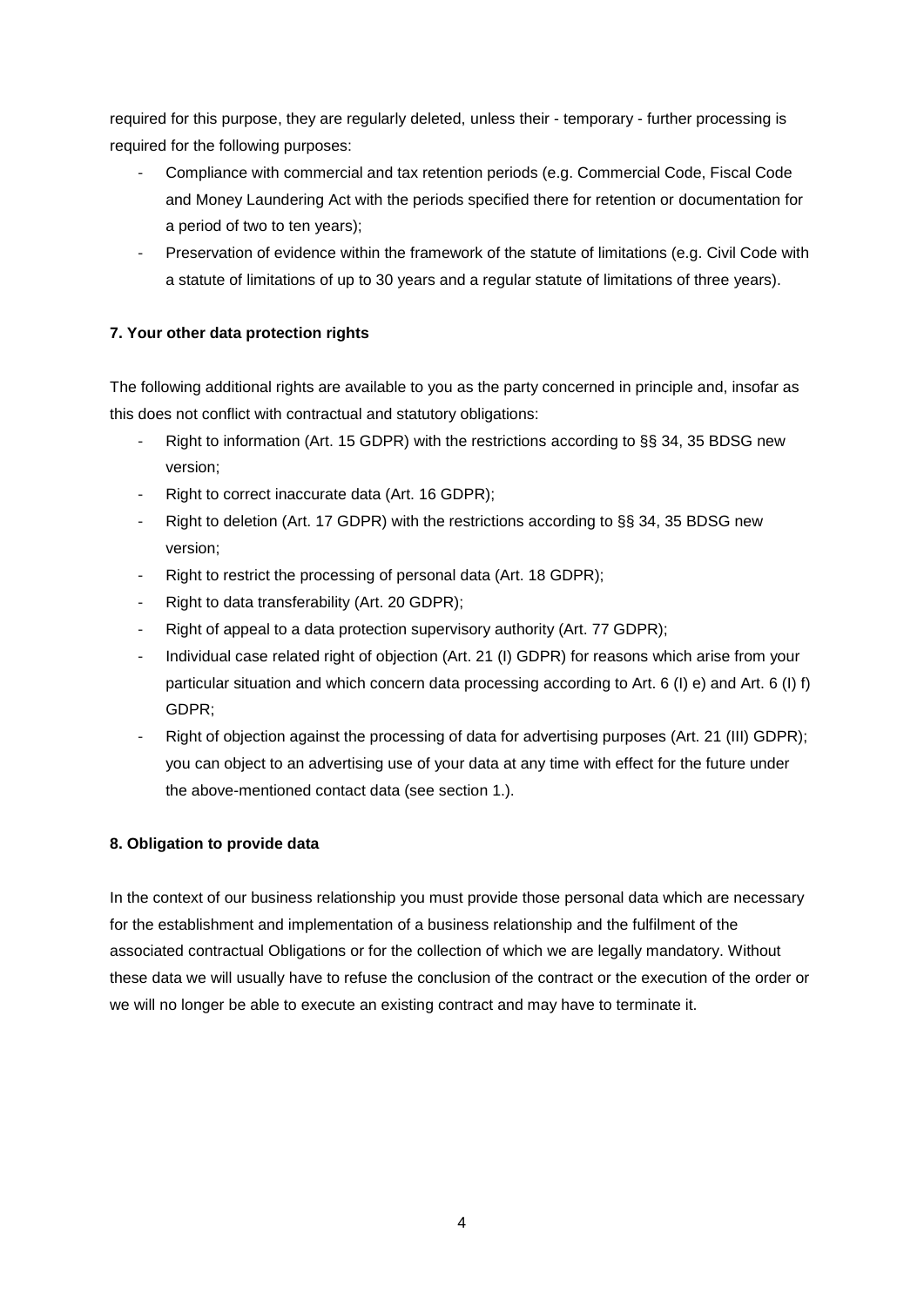required for this purpose, they are regularly deleted, unless their - temporary - further processing is required for the following purposes:

- Compliance with commercial and tax retention periods (e.g. Commercial Code, Fiscal Code and Money Laundering Act with the periods specified there for retention or documentation for a period of two to ten years);
- Preservation of evidence within the framework of the statute of limitations (e.g. Civil Code with a statute of limitations of up to 30 years and a regular statute of limitations of three years).

**7. Your other data protection rights**

The following additional rights are available to you as the party concerned in principle and, insofar as this does not conflict with contractual and statutory obligations:

- Right to information (Art. 15 GDPR) with the restrictions according to §§ 34, 35 BDSG new version;
- Right to correct inaccurate data (Art. 16 GDPR);
- Right to deletion (Art. 17 GDPR) with the restrictions according to §§ 34, 35 BDSG new version;
- Right to restrict the processing of personal data (Art. 18 GDPR);
- Right to data transferability (Art. 20 GDPR);
- Right of appeal to a data protection supervisory authority (Art. 77 GDPR);
- Individual case related right of objection (Art. 21 (I) GDPR) for reasons which arise from your particular situation and which concern data processing according to Art. 6 (I) e) and Art. 6 (I) f) GDPR;
- Right of objection against the processing of data for advertising purposes (Art. 21 (III) GDPR); you can object to an advertising use of your data at any time with effect for the future under the above-mentioned contact data (see section 1.).

**8. Obligation to provide data**

In the context of our business relationship you must provide those personal data which are necessary for the establishment and implementation of a business relationship and the fulfilment of the associated contractual Obligations or for the collection of which we are legally mandatory. Without these data we will usually have to refuse the conclusion of the contract or the execution of the order or we will no longer be able to execute an existing contract and may have to terminate it.